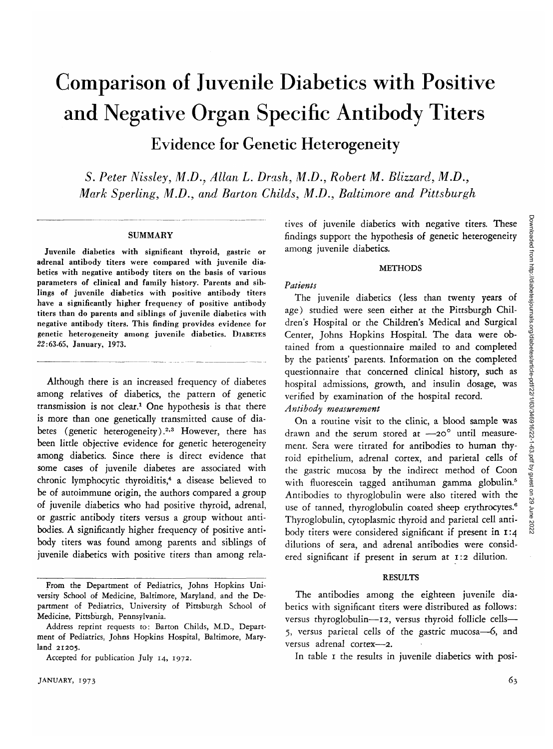# Comparison of Juvenile Diabetics with Positive and Negative Organ Specific Antibody Titers

## Evidence for Genetic Heterogeneity

*S. Peter Nissley, M.D., Allan L. Drash, M.D., Robert M. Blizzard, M.D., Mark Sperling, M.D., and Barton Childs, M.D., Baltimore and Pittsburgh*

### SUMMARY

**Juvenile diabetics with significant thyroid, gastric or adrenal antibody titers were compared with juvenile diabetics with negative antibody titers on the basis of various parameters of clinical and family history. Parents and siblings of juvenile diabetics with positive antibody titers have a significantly higher frequency of positive antibody titers than do parents and siblings of juvenile diabetics with negative antibody titers. This finding provides evidence for genetic heterogeneity among juvenile diabetics. DIABETES *22*:63-65, January, 1973.**

Although there is an increased frequency of diabetes among relatives of diabetics, the pattern of genetic transmission is not clear.[1] One hypothesis is that there is more than one genetically transmitted cause of diabetes (genetic heterogeneity).[2,3] However, there has been little objective evidence for genetic heterogeneity among diabetics. Since there is direct evidence that some cases of juvenile diabetes are associated with chronic lymphocytic thyroiditis,[4] a disease believed to be of autoimmune origin, the authors compared a group of juvenile diabetics who had positive thyroid, adrenal, or gastric antibody titers versus a group without antibodies. A significantly higher frequency of positive antibody titers was found among parents and siblings of juvenile diabetics with positive titers than among relatives of juvenile diabetics with negative titers. These findings support the hypothesis of genetic heterogeneity among juvenile diabetics.

From the Department of Pediatrics, Johns Hopkins University School of Medicine, Baltimore, Maryland, and the Department of Pediatrics, University of Pittsburgh School of Medicine, Pittsburgh, Pennsylvania.

Address reprint requests to: Barton Childs, M.D., Department of Pediatrics, Johns Hopkins Hospital, Baltimore, Maryland 21205.

Accepted for publication July 14, 1972.

### METHODS

*Patients*

The juvenile diabetics (less than twenty years of age) studied were seen either at the Pittsburgh Children's Hospital or the Children's Medical and Surgical Center, Johns Hopkins Hospital. The data were obtained from a questionnaire mailed to and completed by the patients' parents. Information on the completed questionnaire that concerned clinical history, such as hospital admissions, growth, and insulin dosage, was verified by examination of the hospital record.

*Antibody measurement*

On a routine visit to the clinic, a blood sample was drawn and the serum stored at —20° until measurement. Sera were titrated for antibodies to human thyroid epithelium, adrenal cortex, and parietal cells of the gastric mucosa by the indirect method of Coon with fluorescein tagged antihuman gamma globulin.[5] Antibodies to thyroglobulin were also titered with the use of tanned, thyroglobulin coated sheep erythrocytes.[6] Thyroglobulin, cytoplasmic thyroid and parietal cell antibody titers were considered significant if present in 1:4 dilutions of sera, and adrenal antibodies were considered significant if present in serum at 1:2 dilution.

### RESULTS

The antibodies among the eighteen juvenile diabetics with significant titers were distributed as follows: versus thyroglobulin—12, versus thyroid follicle cells—5, versus parietal cells of the gastric mucosa—6, and versus adrenal cortex—2.

In table 1 the results in juvenile diabetics with posi-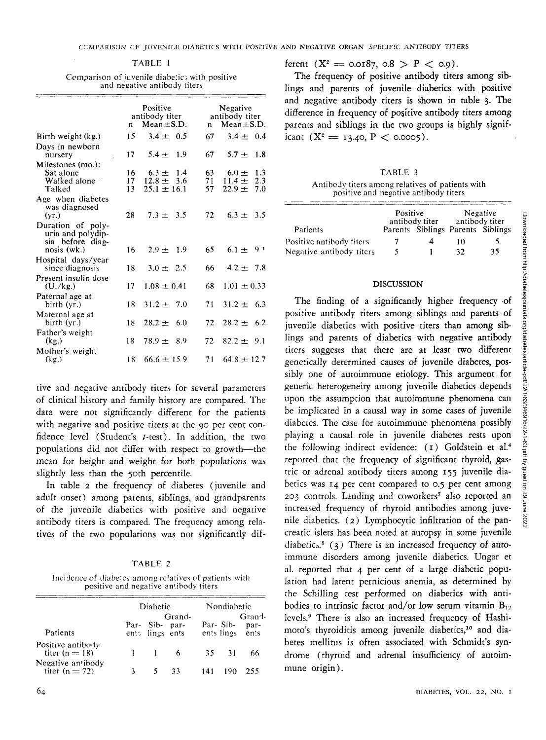TABLE 1

Comparison of juvenile diabetics with positive and negative antibody titers

| | Positive antibody titer | | Negative antibody titer | |
|---|---|---|---|---|
| | n | Mean±S.D. | n | Mean±S.D. |
| Birth weight (kg.) | 15 | 3.4 ± 0.5 | 67 | 3.4 ± 0.4 |
| Days in newborn nursery | 17 | 5.4 ± 1.9 | 67 | 5.7 ± 1.8 |
| Milestones (mo.): | | | | |
| Sat alone | 16 | 6.3 ± 1.4 | 63 | 6.0 ± 1.3 |
| Walked alone | 17 | 12.8 ± 3.6 | 71 | 11.4 ± 2.3 |
| Talked | 13 | 25.1 ± 16.1 | 57 | 22.9 ± 7.0 |
| Age when diabetes was diagnosed (yr.) | 28 | 7.3 ± 3.5 | 72 | 6.3 ± 3.5 |
| Duration of polyuria and polydipsia before diagnosis (wk.) | 16 | 2.9 ± 1.9 | 65 | 6.1 ± 9 |
| Hospital days/year since diagnosis | 18 | 3.0 ± 2.5 | 66 | 4.2 ± 7.8 |
| Present insulin dose (U./kg.) | 17 | 1.08 ± 0.41 | 68 | 1.01 ± 0.33 |
| Paternal age at birth (yr.) | 18 | 31.2 ± 7.0 | 71 | 31.2 ± 6.3 |
| Maternal age at birth (yr.) | 18 | 28.2 ± 6.0 | 72 | 28.2 ± 6.2 |
| Father's weight (kg.) | 18 | 78.9 ± 8.9 | 72 | 82.2 ± 9.1 |
| Mother's weight (kg.) | 18 | 66.6 ± 15.9 | 71 | 64.8 ± 12.7 |

tive and negative antibody titers for several parameters of clinical history and family history are compared. The data were not significantly different for the patients with negative and positive titers at the 90 per cent confidence level (Student's *t*-test). In addition, the two populations did not differ with respect to growth—the mean for height and weight for both populations was slightly less than the 50th percentile.

In table 2 the frequency of diabetes (juvenile and adult onset) among parents, siblings, and grandparents of the juvenile diabetics with positive and negative antibody titers is compared. The frequency among relatives of the two populations was not significantly different ($X^2 = 0.0187$, $0.8 > P < 0.9$).

TABLE 2

Incidence of diabetes among relatives of patients with positive and negative antibody titers

| | Diabetic | | | Nondiabetic | | |
|---|---|---|---|---|---|---|
| Patients | Parents | Siblings | Grandparents | Parents | Siblings | Grandparents |
| Positive antibody titer (n = 18) | 1 | 1 | 6 | 35 | 31 | 66 |
| Negative antibody titer (n = 72) | 3 | 5 | 33 | 141 | 190 | 255 |

The frequency of positive antibody titers among siblings and parents of juvenile diabetics with positive and negative antibody titers is shown in table 3. The difference in frequency of positive antibody titers among parents and siblings in the two groups is highly significant ($X^2 = 13.40$, $P < 0.0005$).

TABLE 3

Antibody titers among relatives of patients with positive and negative antibody titers

| | Positive antibody titer | | Negative antibody titer | |
|---|---|---|---|---|
| Patients | Parents | Siblings | Parents | Siblings |
| Positive antibody titers | 7 | 4 | 10 | 5 |
| Negative antibody titers | 5 | 1 | 32 | 35 |

## DISCUSSION

The finding of a significantly higher frequency of positive antibody titers among siblings and parents of juvenile diabetics with positive titers than among siblings and parents of diabetics with negative antibody titers suggests that there are at least two different genetically determined causes of juvenile diabetes, possibly one of autoimmune etiology. This argument for genetic heterogeneity among juvenile diabetics depends upon the assumption that autoimmune phenomena can be implicated in a causal way in some cases of juvenile diabetes. The case for autoimmune phenomena possibly playing a causal role in juvenile diabetes rests upon the following indirect evidence: (1) Goldstein et al.[4] reported that the frequency of significant thyroid, gastric or adrenal antibody titers among 155 juvenile diabetics was 14 per cent compared to 0.5 per cent among 203 controls. Landing and coworkers[7] also reported an increased frequency of thyroid antibodies among juvenile diabetics. (2) Lymphocytic infiltration of the pancreatic islets has been noted at autopsy in some juvenile diabetics.[8] (3) There is an increased frequency of autoimmune disorders among juvenile diabetics. Ungar et al. reported that 4 per cent of a large diabetic population had latent pernicious anemia, as determined by the Schilling test performed on diabetics with antibodies to intrinsic factor and/or low serum vitamin $B_{12}$ levels.[9] There is also an increased frequency of Hashimoto's thyroiditis among juvenile diabetics,[10] and diabetes mellitus is often associated with Schmidt's syndrome (thyroid and adrenal insufficiency of autoimmune origin).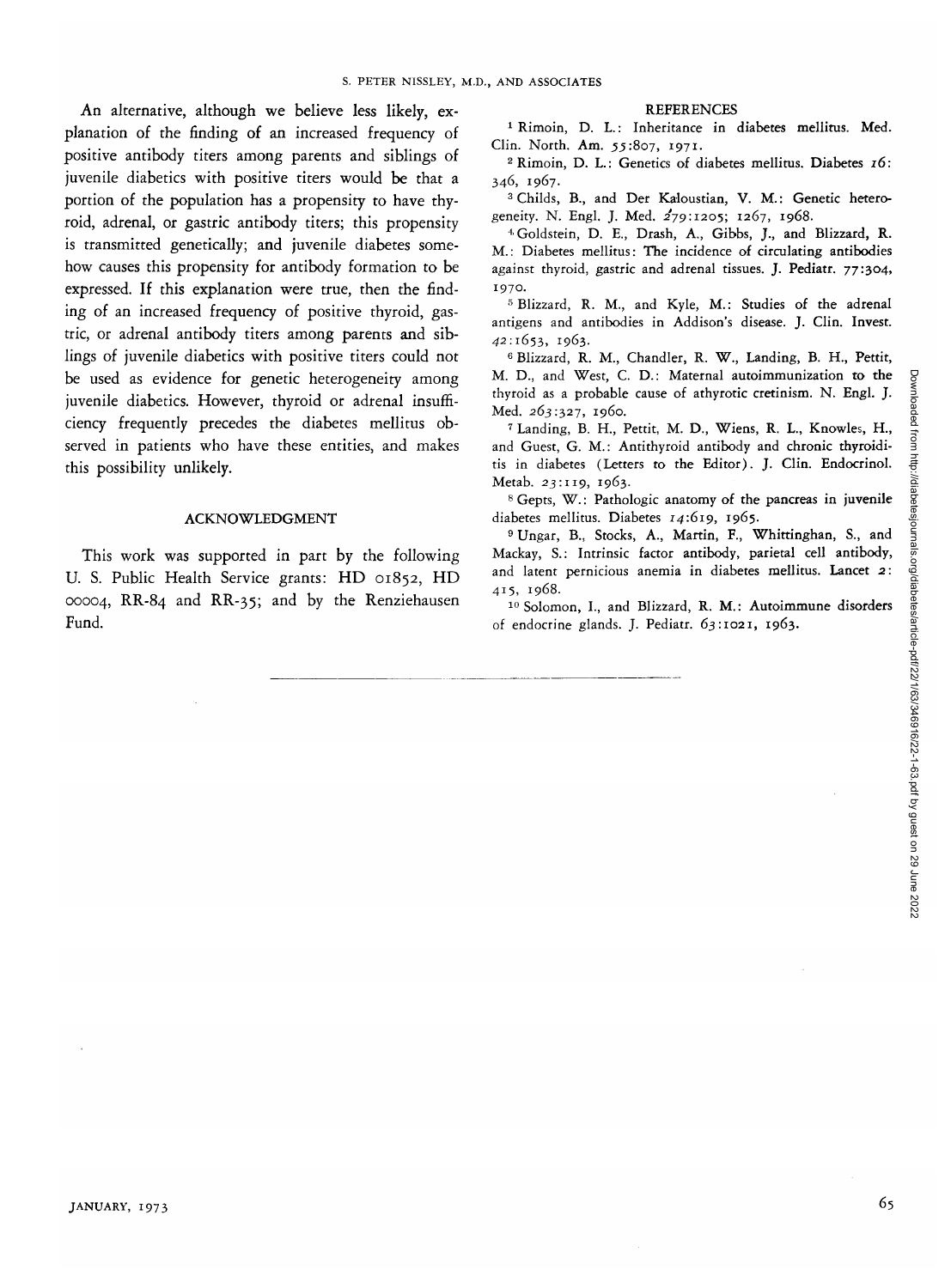An alternative, although we believe less likely, explanation of the finding of an increased frequency of positive antibody titers among parents and siblings of juvenile diabetics with positive titers would be that a portion of the population has a propensity to have thyroid, adrenal, or gastric antibody titers; this propensity is transmitted genetically; and juvenile diabetes somehow causes this propensity for antibody formation to be expressed. If this explanation were true, then the finding of an increased frequency of positive thyroid, gastric, or adrenal antibody titers among parents and siblings of juvenile diabetics with positive titers could not be used as evidence for genetic heterogeneity among juvenile diabetics. However, thyroid or adrenal insufficiency frequently precedes the diabetes mellitus observed in patients who have these entities, and makes this possibility unlikely.

## ACKNOWLEDGMENT

This work was supported in part by the following U. S. Public Health Service grants: HD 01852, HD 00004, RR-84 and RR-35; and by the Renziehausen Fund.

## REFERENCES

[1] Rimoin, D. L.: Inheritance in diabetes mellitus. Med. Clin. North. Am. *55*:807, 1971.

[2] Rimoin, D. L.: Genetics of diabetes mellitus. Diabetes *16*: 346, 1967.

[3] Childs, B., and Der Kaloustian, V. M.: Genetic heterogeneity. N. Engl. J. Med. *279*:1205; 1267, 1968.

[4] Goldstein, D. E., Drash, A., Gibbs, J., and Blizzard, R. M.: Diabetes mellitus: The incidence of circulating antibodies against thyroid, gastric and adrenal tissues. J. Pediatr. *77*:304, 1970.

[5] Blizzard, R. M., and Kyle, M.: Studies of the adrenal antigens and antibodies in Addison's disease. J. Clin. Invest. *42*:1653, 1963.

[6] Blizzard, R. M., Chandler, R. W., Landing, B. H., Pettit, M. D., and West, C. D.: Maternal autoimmunization to the thyroid as a probable cause of athyrotic cretinism. N. Engl. J. Med. *263*:327, 1960.

[7] Landing, B. H., Pettit, M. D., Wiens, R. L., Knowles, H., and Guest, G. M.: Antithyroid antibody and chronic thyroiditis in diabetes (Letters to the Editor). J. Clin. Endocrinol. Metab. *23*:119, 1963.

[8] Gepts, W.: Pathologic anatomy of the pancreas in juvenile diabetes mellitus. Diabetes *14*:619, 1965.

[9] Ungar, B., Stocks, A., Martin, F., Whittinghan, S., and Mackay, S.: Intrinsic factor antibody, parietal cell antibody, and latent pernicious anemia in diabetes mellitus. Lancet *2*: 415, 1968.

[10] Solomon, I., and Blizzard, R. M.: Autoimmune disorders of endocrine glands. J. Pediatr. *63*:1021, 1963.